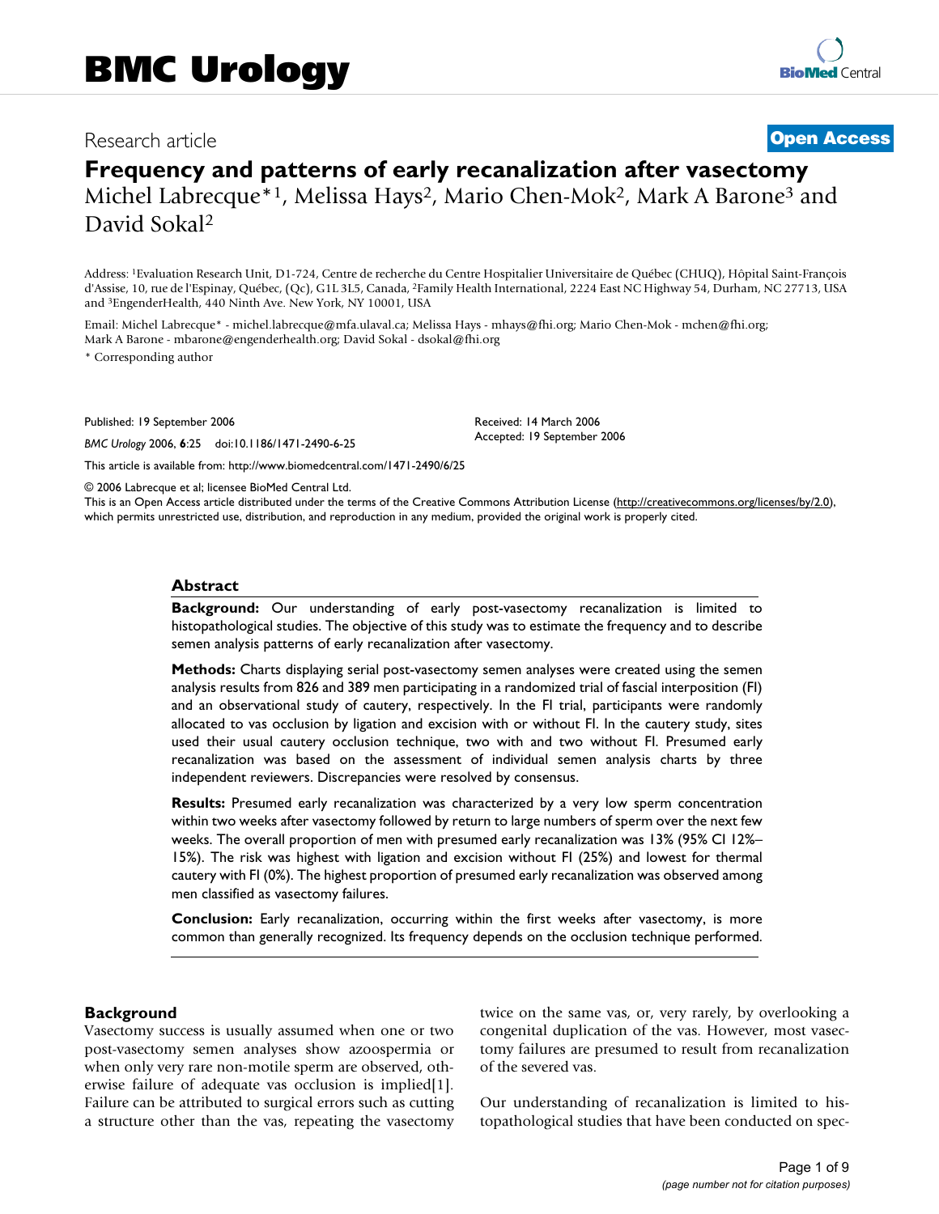# BMC Urology

Research article

**Open Access**

# Frequency and patterns of early recanalization after vasectomy

Michel Labrecque*[1], Melissa Hays[2], Mario Chen-Mok[2], Mark A Barone[3] and David Sokal[2]

Address: [1]Evaluation Research Unit, D1-724, Centre de recherche du Centre Hospitalier Universitaire de Québec (CHUQ), Hôpital Saint-François d'Assise, 10, rue de l'Espinay, Québec, (Qc), G1L 3L5, Canada, [2]Family Health International, 2224 East NC Highway 54, Durham, NC 27713, USA and [3]EngenderHealth, 440 Ninth Ave. New York, NY 10001, USA

Email: Michel Labrecque* - michel.labrecque@mfa.ulaval.ca; Melissa Hays - mhays@fhi.org; Mario Chen-Mok - mchen@fhi.org; Mark A Barone - mbarone@engenderhealth.org; David Sokal - dsokal@fhi.org

* Corresponding author

Published: 19 September 2006

*BMC Urology* 2006, **6**:25 doi:10.1186/1471-2490-6-25

Received: 14 March 2006

Accepted: 19 September 2006

This article is available from: http://www.biomedcentral.com/1471-2490/6/25

© 2006 Labrecque et al; licensee BioMed Central Ltd.

This is an Open Access article distributed under the terms of the Creative Commons Attribution License (http://creativecommons.org/licenses/by/2.0), which permits unrestricted use, distribution, and reproduction in any medium, provided the original work is properly cited.

## Abstract

**Background:** Our understanding of early post-vasectomy recanalization is limited to histopathological studies. The objective of this study was to estimate the frequency and to describe semen analysis patterns of early recanalization after vasectomy.

**Methods:** Charts displaying serial post-vasectomy semen analyses were created using the semen analysis results from 826 and 389 men participating in a randomized trial of fascial interposition (FI) and an observational study of cautery, respectively. In the FI trial, participants were randomly allocated to vas occlusion by ligation and excision with or without FI. In the cautery study, sites used their usual cautery occlusion technique, two with and two without FI. Presumed early recanalization was based on the assessment of individual semen analysis charts by three independent reviewers. Discrepancies were resolved by consensus.

**Results:** Presumed early recanalization was characterized by a very low sperm concentration within two weeks after vasectomy followed by return to large numbers of sperm over the next few weeks. The overall proportion of men with presumed early recanalization was 13% (95% CI 12%–15%). The risk was highest with ligation and excision without FI (25%) and lowest for thermal cautery with FI (0%). The highest proportion of presumed early recanalization was observed among men classified as vasectomy failures.

**Conclusion:** Early recanalization, occurring within the first weeks after vasectomy, is more common than generally recognized. Its frequency depends on the occlusion technique performed.

## Background

Vasectomy success is usually assumed when one or two post-vasectomy semen analyses show azoospermia or when only very rare non-motile sperm are observed, otherwise failure of adequate vas occlusion is implied[1]. Failure can be attributed to surgical errors such as cutting a structure other than the vas, repeating the vasectomy twice on the same vas, or, very rarely, by overlooking a congenital duplication of the vas. However, most vasectomy failures are presumed to result from recanalization of the severed vas.

Our understanding of recanalization is limited to histopathological studies that have been conducted on spec-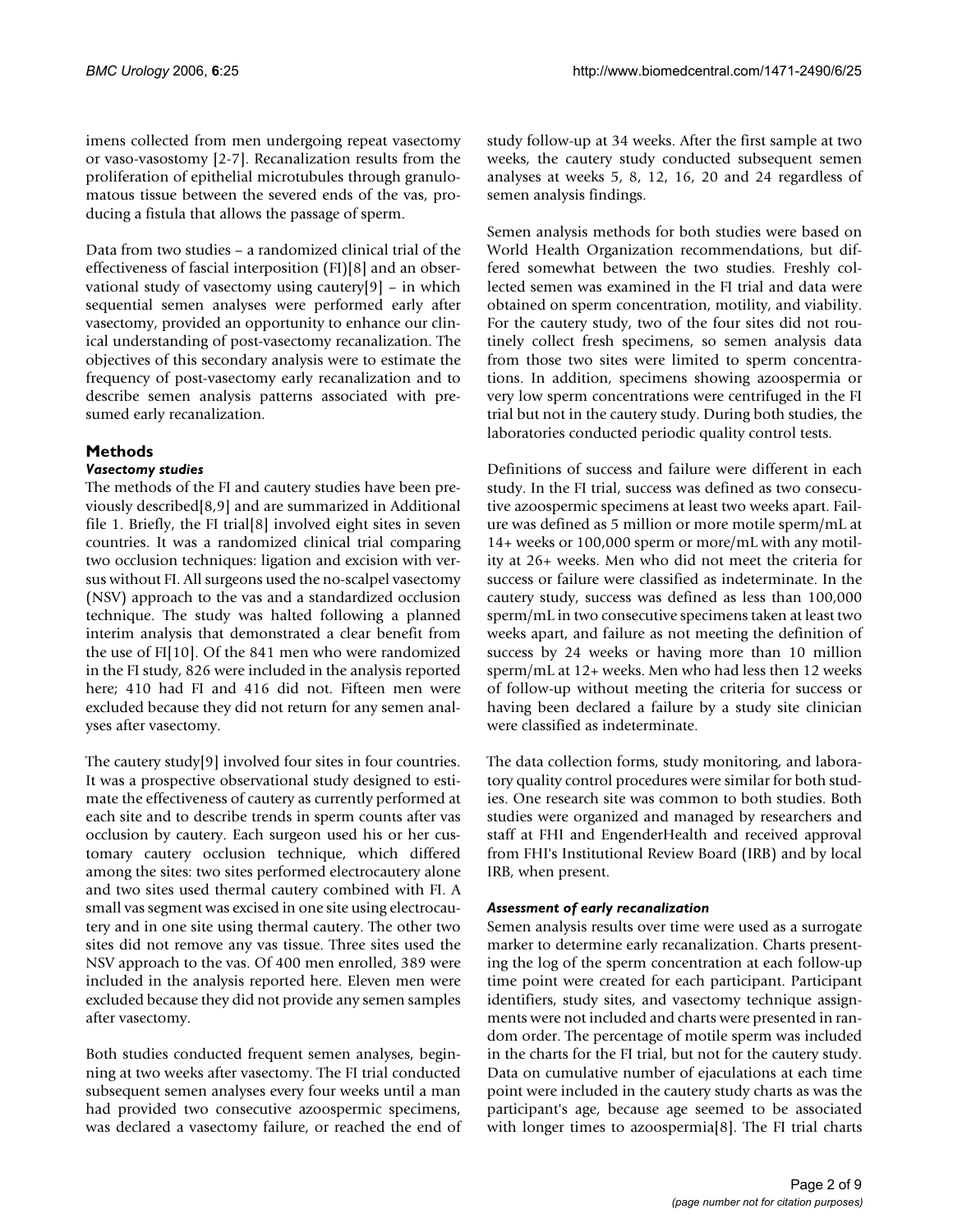imens collected from men undergoing repeat vasectomy or vaso-vasostomy [2-7]. Recanalization results from the proliferation of epithelial microtubules through granulomatous tissue between the severed ends of the vas, producing a fistula that allows the passage of sperm.

Data from two studies – a randomized clinical trial of the effectiveness of fascial interposition (FI)[8] and an observational study of vasectomy using cautery[9] – in which sequential semen analyses were performed early after vasectomy, provided an opportunity to enhance our clinical understanding of post-vasectomy recanalization. The objectives of this secondary analysis were to estimate the frequency of post-vasectomy early recanalization and to describe semen analysis patterns associated with presumed early recanalization.

## Methods

### *Vasectomy studies*

The methods of the FI and cautery studies have been previously described[8,9] and are summarized in Additional file 1. Briefly, the FI trial[8] involved eight sites in seven countries. It was a randomized clinical trial comparing two occlusion techniques: ligation and excision with versus without FI. All surgeons used the no-scalpel vasectomy (NSV) approach to the vas and a standardized occlusion technique. The study was halted following a planned interim analysis that demonstrated a clear benefit from the use of FI[10]. Of the 841 men who were randomized in the FI study, 826 were included in the analysis reported here; 410 had FI and 416 did not. Fifteen men were excluded because they did not return for any semen analyses after vasectomy.

The cautery study[9] involved four sites in four countries. It was a prospective observational study designed to estimate the effectiveness of cautery as currently performed at each site and to describe trends in sperm counts after vas occlusion by cautery. Each surgeon used his or her customary cautery occlusion technique, which differed among the sites: two sites performed electrocautery alone and two sites used thermal cautery combined with FI. A small vas segment was excised in one site using electrocautery and in one site using thermal cautery. The other two sites did not remove any vas tissue. Three sites used the NSV approach to the vas. Of 400 men enrolled, 389 were included in the analysis reported here. Eleven men were excluded because they did not provide any semen samples after vasectomy.

Both studies conducted frequent semen analyses, beginning at two weeks after vasectomy. The FI trial conducted subsequent semen analyses every four weeks until a man had provided two consecutive azoospermic specimens, was declared a vasectomy failure, or reached the end of study follow-up at 34 weeks. After the first sample at two weeks, the cautery study conducted subsequent semen analyses at weeks 5, 8, 12, 16, 20 and 24 regardless of semen analysis findings.

Semen analysis methods for both studies were based on World Health Organization recommendations, but differed somewhat between the two studies. Freshly collected semen was examined in the FI trial and data were obtained on sperm concentration, motility, and viability. For the cautery study, two of the four sites did not routinely collect fresh specimens, so semen analysis data from those two sites were limited to sperm concentrations. In addition, specimens showing azoospermia or very low sperm concentrations were centrifuged in the FI trial but not in the cautery study. During both studies, the laboratories conducted periodic quality control tests.

Definitions of success and failure were different in each study. In the FI trial, success was defined as two consecutive azoospermic specimens at least two weeks apart. Failure was defined as 5 million or more motile sperm/mL at 14+ weeks or 100,000 sperm or more/mL with any motility at 26+ weeks. Men who did not meet the criteria for success or failure were classified as indeterminate. In the cautery study, success was defined as less than 100,000 sperm/mL in two consecutive specimens taken at least two weeks apart, and failure as not meeting the definition of success by 24 weeks or having more than 10 million sperm/mL at 12+ weeks. Men who had less then 12 weeks of follow-up without meeting the criteria for success or having been declared a failure by a study site clinician were classified as indeterminate.

The data collection forms, study monitoring, and laboratory quality control procedures were similar for both studies. One research site was common to both studies. Both studies were organized and managed by researchers and staff at FHI and EngenderHealth and received approval from FHI's Institutional Review Board (IRB) and by local IRB, when present.

### *Assessment of early recanalization*

Semen analysis results over time were used as a surrogate marker to determine early recanalization. Charts presenting the log of the sperm concentration at each follow-up time point were created for each participant. Participant identifiers, study sites, and vasectomy technique assignments were not included and charts were presented in random order. The percentage of motile sperm was included in the charts for the FI trial, but not for the cautery study. Data on cumulative number of ejaculations at each time point were included in the cautery study charts as was the participant's age, because age seemed to be associated with longer times to azoospermia[8]. The FI trial charts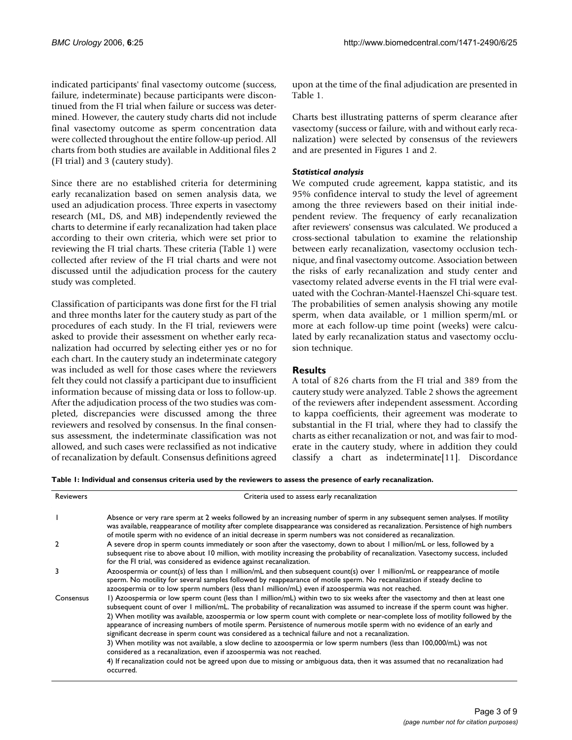indicated participants' final vasectomy outcome (success, failure, indeterminate) because participants were discontinued from the FI trial when failure or success was determined. However, the cautery study charts did not include final vasectomy outcome as sperm concentration data were collected throughout the entire follow-up period. All charts from both studies are available in Additional files 2 (FI trial) and 3 (cautery study).

Since there are no established criteria for determining early recanalization based on semen analysis data, we used an adjudication process. Three experts in vasectomy research (ML, DS, and MB) independently reviewed the charts to determine if early recanalization had taken place according to their own criteria, which were set prior to reviewing the FI trial charts. These criteria (Table 1) were collected after review of the FI trial charts and were not discussed until the adjudication process for the cautery study was completed.

Classification of participants was done first for the FI trial and three months later for the cautery study as part of the procedures of each study. In the FI trial, reviewers were asked to provide their assessment on whether early recanalization had occurred by selecting either yes or no for each chart. In the cautery study an indeterminate category was included as well for those cases where the reviewers felt they could not classify a participant due to insufficient information because of missing data or loss to follow-up. After the adjudication process of the two studies was completed, discrepancies were discussed among the three reviewers and resolved by consensus. In the final consensus assessment, the indeterminate classification was not allowed, and such cases were reclassified as not indicative of recanalization by default. Consensus definitions agreed upon at the time of the final adjudication are presented in Table 1.

Charts best illustrating patterns of sperm clearance after vasectomy (success or failure, with and without early recanalization) were selected by consensus of the reviewers and are presented in Figures 1 and 2.

### *Statistical analysis*

We computed crude agreement, kappa statistic, and its 95% confidence interval to study the level of agreement among the three reviewers based on their initial independent review. The frequency of early recanalization after reviewers' consensus was calculated. We produced a cross-sectional tabulation to examine the relationship between early recanalization, vasectomy occlusion technique, and final vasectomy outcome. Association between the risks of early recanalization and study center and vasectomy related adverse events in the FI trial were evaluated with the Cochran-Mantel-Haenszel Chi-square test. The probabilities of semen analysis showing any motile sperm, when data available, or 1 million sperm/mL or more at each follow-up time point (weeks) were calculated by early recanalization status and vasectomy occlusion technique.

## Results

A total of 826 charts from the FI trial and 389 from the cautery study were analyzed. Table 2 shows the agreement of the reviewers after independent assessment. According to kappa coefficients, their agreement was moderate to substantial in the FI trial, where they had to classify the charts as either recanalization or not, and was fair to moderate in the cautery study, where in addition they could classify a chart as indeterminate[11]. Discordance

**Table 1: Individual and consensus criteria used by the reviewers to assess the presence of early recanalization.**

| Reviewers | Criteria used to assess early recanalization |
|---|---|
| 1 | Absence or very rare sperm at 2 weeks followed by an increasing number of sperm in any subsequent semen analyses. If motility was available, reappearance of motility after complete disappearance was considered as recanalization. Persistence of high numbers of motile sperm with no evidence of an initial decrease in sperm numbers was not considered as recanalization. |
| 2 | A severe drop in sperm counts immediately or soon after the vasectomy, down to about 1 million/mL or less, followed by a subsequent rise to above about 10 million, with motility increasing the probability of recanalization. Vasectomy success, included for the FI trial, was considered as evidence against recanalization. |
| 3 | Azoospermia or count(s) of less than 1 million/mL and then subsequent count(s) over 1 million/mL or reappearance of motile sperm. No motility for several samples followed by reappearance of motile sperm. No recanalization if steady decline to azoospermia or to low sperm numbers (less than1 million/mL) even if azoospermia was not reached. |
| Consensus | 1) Azoospermia or low sperm count (less than 1 million/mL) within two to six weeks after the vasectomy and then at least one subsequent count of over 1 million/mL. The probability of recanalization was assumed to increase if the sperm count was higher.<br>2) When motility was available, azoospermia or low sperm count with complete or near-complete loss of motility followed by the appearance of increasing numbers of motile sperm. Persistence of numerous motile sperm with no evidence of an early and significant decrease in sperm count was considered as a technical failure and not a recanalization.<br>3) When motility was not available, a slow decline to azoospermia or low sperm numbers (less than 100,000/mL) was not considered as a recanalization, even if azoospermia was not reached.<br>4) If recanalization could not be agreed upon due to missing or ambiguous data, then it was assumed that no recanalization had occurred. |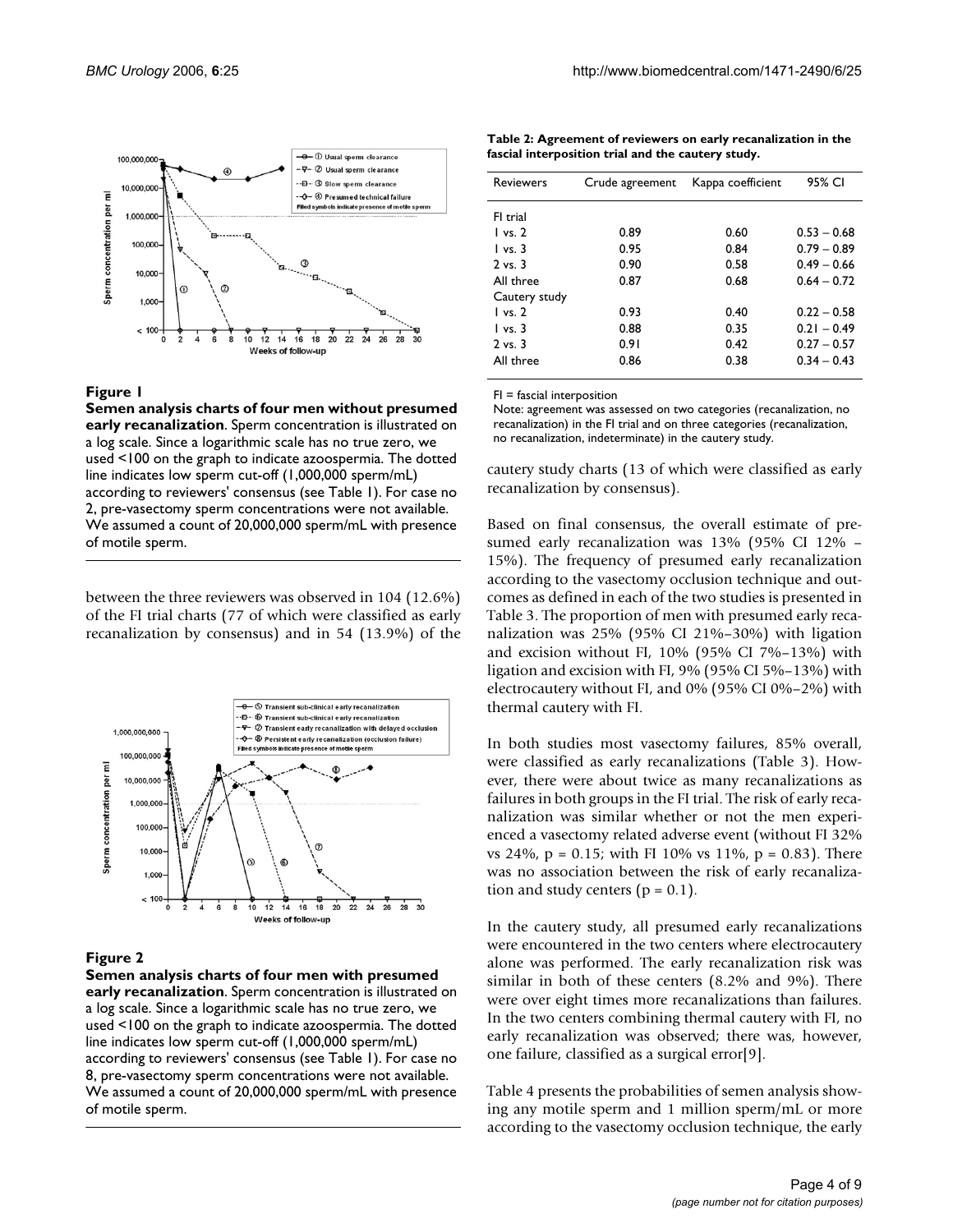**Figure 1**

**Semen analysis charts of four men without presumed early recanalization**. Sperm concentration is illustrated on a log scale. Since a logarithmic scale has no true zero, we used <100 on the graph to indicate azoospermia. The dotted line indicates low sperm cut-off (1,000,000 sperm/mL) according to reviewers' consensus (see Table 1). For case no 2, pre-vasectomy sperm concentrations were not available. We assumed a count of 20,000,000 sperm/mL with presence of motile sperm.

between the three reviewers was observed in 104 (12.6%) of the FI trial charts (77 of which were classified as early recanalization by consensus) and in 54 (13.9%) of the cautery study charts (13 of which were classified as early recanalization by consensus).

**Figure 2**

**Semen analysis charts of four men with presumed early recanalization**. Sperm concentration is illustrated on a log scale. Since a logarithmic scale has no true zero, we used <100 on the graph to indicate azoospermia. The dotted line indicates low sperm cut-off (1,000,000 sperm/mL) according to reviewers' consensus (see Table 1). For case no 8, pre-vasectomy sperm concentrations were not available. We assumed a count of 20,000,000 sperm/mL with presence of motile sperm.

**Table 2: Agreement of reviewers on early recanalization in the fascial interposition trial and the cautery study.**

| Reviewers | Crude agreement | Kappa coefficient | 95% CI |
|---|---|---|---|
| FI trial | | | |
| 1 vs. 2 | 0.89 | 0.60 | 0.53 – 0.68 |
| 1 vs. 3 | 0.95 | 0.84 | 0.79 – 0.89 |
| 2 vs. 3 | 0.90 | 0.58 | 0.49 – 0.66 |
| All three | 0.87 | 0.68 | 0.64 – 0.72 |
| Cautery study | | | |
| 1 vs. 2 | 0.93 | 0.40 | 0.22 – 0.58 |
| 1 vs. 3 | 0.88 | 0.35 | 0.21 – 0.49 |
| 2 vs. 3 | 0.91 | 0.42 | 0.27 – 0.57 |
| All three | 0.86 | 0.38 | 0.34 – 0.43 |

FI = fascial interposition

Note: agreement was assessed on two categories (recanalization, no recanalization) in the FI trial and on three categories (recanalization, no recanalization, indeterminate) in the cautery study.

Based on final consensus, the overall estimate of presumed early recanalization was 13% (95% CI 12% – 15%). The frequency of presumed early recanalization according to the vasectomy occlusion technique and outcomes as defined in each of the two studies is presented in Table 3. The proportion of men with presumed early recanalization was 25% (95% CI 21%–30%) with ligation and excision without FI, 10% (95% CI 7%–13%) with ligation and excision with FI, 9% (95% CI 5%–13%) with electrocautery without FI, and 0% (95% CI 0%–2%) with thermal cautery with FI.

In both studies most vasectomy failures, 85% overall, were classified as early recanalizations (Table 3). However, there were about twice as many recanalizations as failures in both groups in the FI trial. The risk of early recanalization was similar whether or not the men experienced a vasectomy related adverse event (without FI 32% vs 24%, $p = 0.15$; with FI 10% vs 11%, $p = 0.83$). There was no association between the risk of early recanalization and study centers ($p = 0.1$).

In the cautery study, all presumed early recanalizations were encountered in the two centers where electrocautery alone was performed. The early recanalization risk was similar in both of these centers (8.2% and 9%). There were over eight times more recanalizations than failures. In the two centers combining thermal cautery with FI, no early recanalization was observed; there was, however, one failure, classified as a surgical error[9].

Table 4 presents the probabilities of semen analysis showing any motile sperm and 1 million sperm/mL or more according to the vasectomy occlusion technique, the early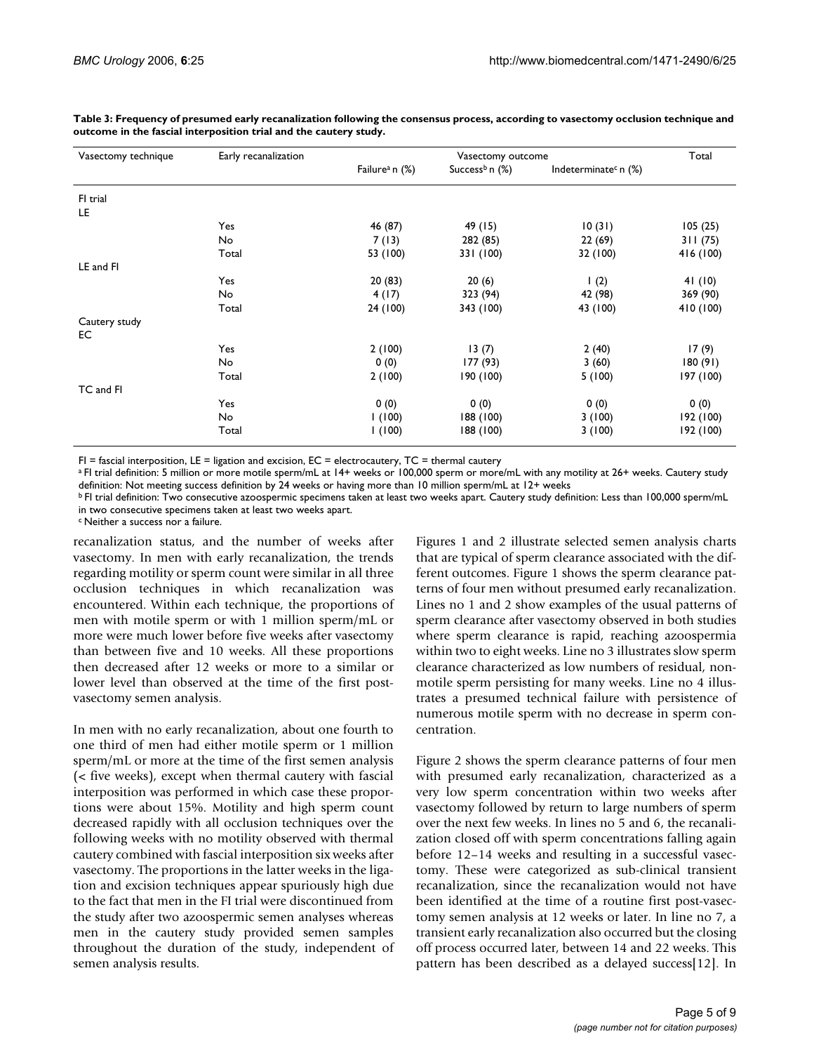**Table 3: Frequency of presumed early recanalization following the consensus process, according to vasectomy occlusion technique and outcome in the fascial interposition trial and the cautery study.**

| Vasectomy technique | Early recanalization | Vasectomy outcome | | | Total |
|---|---|---|---|---|---|
| | | Failure[a] n (%) | Success[b] n (%) | Indeterminate[c] n (%) | |
| FI trial | | | | | |
| LE | | | | | |
| | Yes | 46 (87) | 49 (15) | 10 (31) | 105 (25) |
| | No | 7 (13) | 282 (85) | 22 (69) | 311 (75) |
| | Total | 53 (100) | 331 (100) | 32 (100) | 416 (100) |
| LE and FI | | | | | |
| | Yes | 20 (83) | 20 (6) | 1 (2) | 41 (10) |
| | No | 4 (17) | 323 (94) | 42 (98) | 369 (90) |
| | Total | 24 (100) | 343 (100) | 43 (100) | 410 (100) |
| Cautery study | | | | | |
| EC | | | | | |
| | Yes | 2 (100) | 13 (7) | 2 (40) | 17 (9) |
| | No | 0 (0) | 177 (93) | 3 (60) | 180 (91) |
| | Total | 2 (100) | 190 (100) | 5 (100) | 197 (100) |
| TC and FI | | | | | |
| | Yes | 0 (0) | 0 (0) | 0 (0) | 0 (0) |
| | No | 1 (100) | 188 (100) | 3 (100) | 192 (100) |
| | Total | 1 (100) | 188 (100) | 3 (100) | 192 (100) |

FI = fascial interposition, LE = ligation and excision, EC = electrocautery, TC = thermal cautery

[a] FI trial definition: 5 million or more motile sperm/mL at 14+ weeks or 100,000 sperm or more/mL with any motility at 26+ weeks. Cautery study definition: Not meeting success definition by 24 weeks or having more than 10 million sperm/mL at 12+ weeks

[b] FI trial definition: Two consecutive azoospermic specimens taken at least two weeks apart. Cautery study definition: Less than 100,000 sperm/mL in two consecutive specimens taken at least two weeks apart.

[c] Neither a success nor a failure.

recanalization status, and the number of weeks after vasectomy. In men with early recanalization, the trends regarding motility or sperm count were similar in all three occlusion techniques in which recanalization was encountered. Within each technique, the proportions of men with motile sperm or with 1 million sperm/mL or more were much lower before five weeks after vasectomy than between five and 10 weeks. All these proportions then decreased after 12 weeks or more to a similar or lower level than observed at the time of the first post-vasectomy semen analysis.

In men with no early recanalization, about one fourth to one third of men had either motile sperm or 1 million sperm/mL or more at the time of the first semen analysis (< five weeks), except when thermal cautery with fascial interposition was performed in which case these proportions were about 15%. Motility and high sperm count decreased rapidly with all occlusion techniques over the following weeks with no motility observed with thermal cautery combined with fascial interposition six weeks after vasectomy. The proportions in the latter weeks in the ligation and excision techniques appear spuriously high due to the fact that men in the FI trial were discontinued from the study after two azoospermic semen analyses whereas men in the cautery study provided semen samples throughout the duration of the study, independent of semen analysis results.

Figures 1 and 2 illustrate selected semen analysis charts that are typical of sperm clearance associated with the different outcomes. Figure 1 shows the sperm clearance patterns of four men without presumed early recanalization. Lines no 1 and 2 show examples of the usual patterns of sperm clearance after vasectomy observed in both studies where sperm clearance is rapid, reaching azoospermia within two to eight weeks. Line no 3 illustrates slow sperm clearance characterized as low numbers of residual, non-motile sperm persisting for many weeks. Line no 4 illustrates a presumed technical failure with persistence of numerous motile sperm with no decrease in sperm concentration.

Figure 2 shows the sperm clearance patterns of four men with presumed early recanalization, characterized as a very low sperm concentration within two weeks after vasectomy followed by return to large numbers of sperm over the next few weeks. In lines no 5 and 6, the recanalization closed off with sperm concentrations falling again before 12–14 weeks and resulting in a successful vasectomy. These were categorized as sub-clinical transient recanalization, since the recanalization would not have been identified at the time of a routine first post-vasectomy semen analysis at 12 weeks or later. In line no 7, a transient early recanalization also occurred but the closing off process occurred later, between 14 and 22 weeks. This pattern has been described as a delayed success[12]. In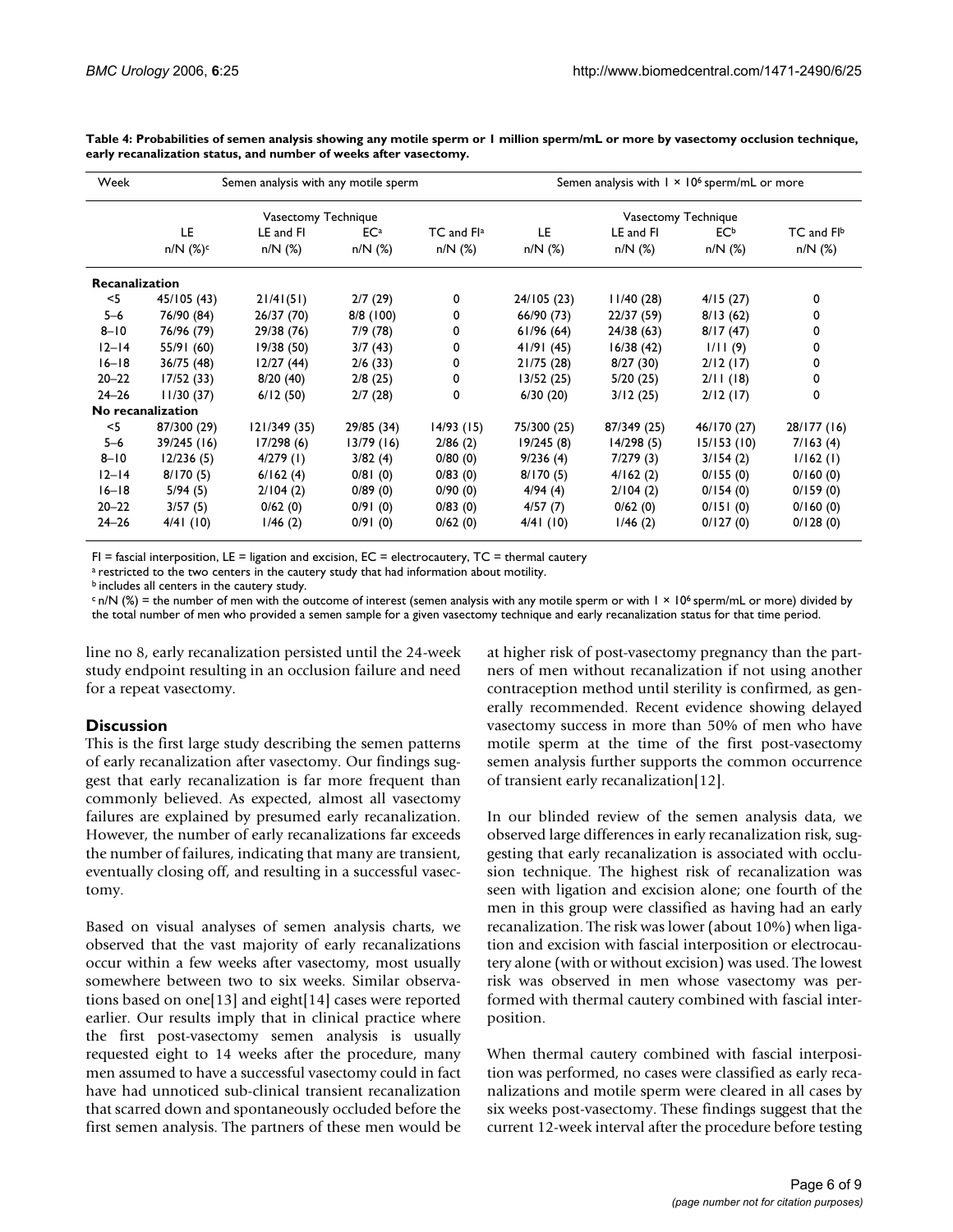**Table 4: Probabilities of semen analysis showing any motile sperm or 1 million sperm/mL or more by vasectomy occlusion technique, early recanalization status, and number of weeks after vasectomy.**

| Week | Semen analysis with any motile sperm | | | | Semen analysis with $1 \times 10^6$ sperm/mL or more | | | |
|---|---|---|---|---|---|---|---|---|
| | Vasectomy Technique | | | | Vasectomy Technique | | | |
| | LE n/N (%)[c] | LE and FI n/N (%) | EC[a] n/N (%) | TC and FI[a] n/N (%) | LE n/N (%) | LE and FI n/N (%) | EC[b] n/N (%) | TC and FI[b] n/N (%) |
| **Recanalization** | | | | | | | | |
| <5 | 45/105 (43) | 21/41(51) | 2/7 (29) | 0 | 24/105 (23) | 11/40 (28) | 4/15 (27) | 0 |
| 5–6 | 76/90 (84) | 26/37 (70) | 8/8 (100) | 0 | 66/90 (73) | 22/37 (59) | 8/13 (62) | 0 |
| 8–10 | 76/96 (79) | 29/38 (76) | 7/9 (78) | 0 | 61/96 (64) | 24/38 (63) | 8/17 (47) | 0 |
| 12–14 | 55/91 (60) | 19/38 (50) | 3/7 (43) | 0 | 41/91 (45) | 16/38 (42) | 1/11 (9) | 0 |
| 16–18 | 36/75 (48) | 12/27 (44) | 2/6 (33) | 0 | 21/75 (28) | 8/27 (30) | 2/12 (17) | 0 |
| 20–22 | 17/52 (33) | 8/20 (40) | 2/8 (25) | 0 | 13/52 (25) | 5/20 (25) | 2/11 (18) | 0 |
| 24–26 | 11/30 (37) | 6/12 (50) | 2/7 (28) | 0 | 6/30 (20) | 3/12 (25) | 2/12 (17) | 0 |
| **No recanalization** | | | | | | | | |
| <5 | 87/300 (29) | 121/349 (35) | 29/85 (34) | 14/93 (15) | 75/300 (25) | 87/349 (25) | 46/170 (27) | 28/177 (16) |
| 5–6 | 39/245 (16) | 17/298 (6) | 13/79 (16) | 2/86 (2) | 19/245 (8) | 14/298 (5) | 15/153 (10) | 7/163 (4) |
| 8–10 | 12/236 (5) | 4/279 (1) | 3/82 (4) | 0/80 (0) | 9/236 (4) | 7/279 (3) | 3/154 (2) | 1/162 (1) |
| 12–14 | 8/170 (5) | 6/162 (4) | 0/81 (0) | 0/83 (0) | 8/170 (5) | 4/162 (2) | 0/155 (0) | 0/160 (0) |
| 16–18 | 5/94 (5) | 2/104 (2) | 0/89 (0) | 0/90 (0) | 4/94 (4) | 2/104 (2) | 0/154 (0) | 0/159 (0) |
| 20–22 | 3/57 (5) | 0/62 (0) | 0/91 (0) | 0/83 (0) | 4/57 (7) | 0/62 (0) | 0/151 (0) | 0/160 (0) |
| 24–26 | 4/41 (10) | 1/46 (2) | 0/91 (0) | 0/62 (0) | 4/41 (10) | 1/46 (2) | 0/127 (0) | 0/128 (0) |

FI = fascial interposition, LE = ligation and excision, EC = electrocautery, TC = thermal cautery

[a] restricted to the two centers in the cautery study that had information about motility.

[b] includes all centers in the cautery study.

[c] n/N (%) = the number of men with the outcome of interest (semen analysis with any motile sperm or with $1 \times 10^6$ sperm/mL or more) divided by the total number of men who provided a semen sample for a given vasectomy technique and early recanalization status for that time period.

line no 8, early recanalization persisted until the 24-week study endpoint resulting in an occlusion failure and need for a repeat vasectomy.

## Discussion

This is the first large study describing the semen patterns of early recanalization after vasectomy. Our findings suggest that early recanalization is far more frequent than commonly believed. As expected, almost all vasectomy failures are explained by presumed early recanalization. However, the number of early recanalizations far exceeds the number of failures, indicating that many are transient, eventually closing off, and resulting in a successful vasectomy.

Based on visual analyses of semen analysis charts, we observed that the vast majority of early recanalizations occur within a few weeks after vasectomy, most usually somewhere between two to six weeks. Similar observations based on one[13] and eight[14] cases were reported earlier. Our results imply that in clinical practice where the first post-vasectomy semen analysis is usually requested eight to 14 weeks after the procedure, many men assumed to have a successful vasectomy could in fact have had unnoticed sub-clinical transient recanalization that scarred down and spontaneously occluded before the first semen analysis. The partners of these men would be at higher risk of post-vasectomy pregnancy than the partners of men without recanalization if not using another contraception method until sterility is confirmed, as generally recommended. Recent evidence showing delayed vasectomy success in more than 50% of men who have motile sperm at the time of the first post-vasectomy semen analysis further supports the common occurrence of transient early recanalization[12].

In our blinded review of the semen analysis data, we observed large differences in early recanalization risk, suggesting that early recanalization is associated with occlusion technique. The highest risk of recanalization was seen with ligation and excision alone; one fourth of the men in this group were classified as having had an early recanalization. The risk was lower (about 10%) when ligation and excision with fascial interposition or electrocautery alone (with or without excision) was used. The lowest risk was observed in men whose vasectomy was performed with thermal cautery combined with fascial interposition.

When thermal cautery combined with fascial interposition was performed, no cases were classified as early recanalizations and motile sperm were cleared in all cases by six weeks post-vasectomy. These findings suggest that the current 12-week interval after the procedure before testing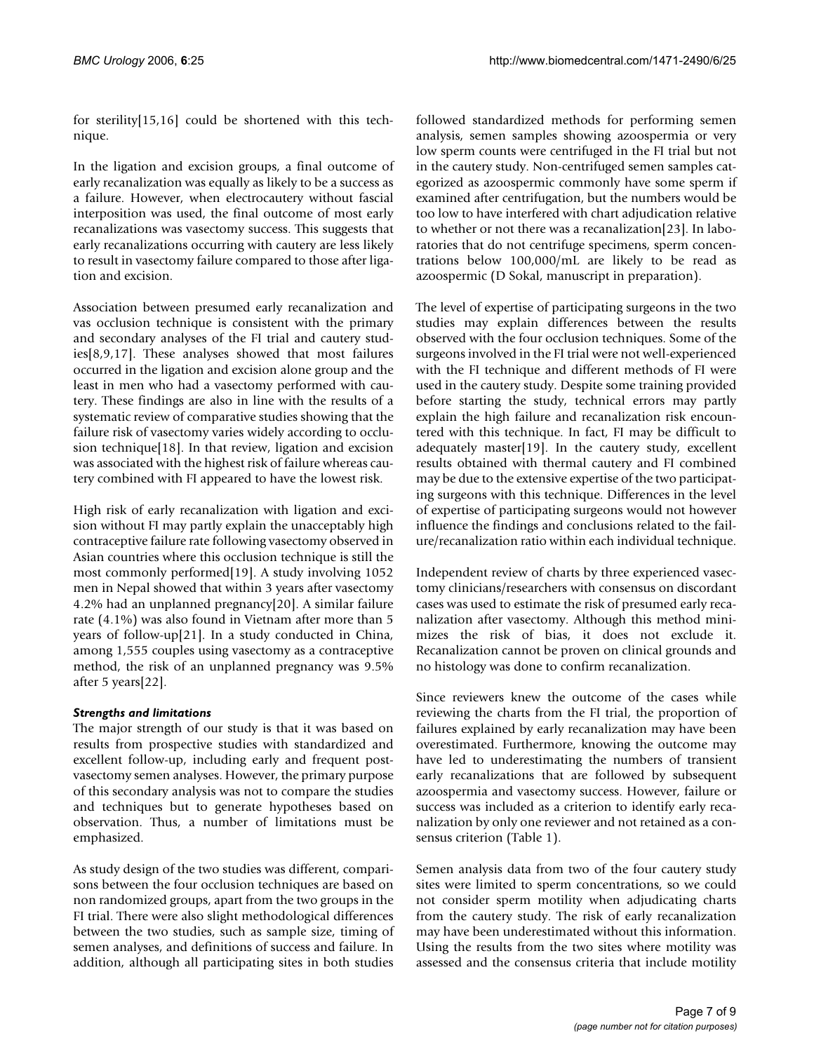for sterility[15,16] could be shortened with this technique.

In the ligation and excision groups, a final outcome of early recanalization was equally as likely to be a success as a failure. However, when electrocautery without fascial interposition was used, the final outcome of most early recanalizations was vasectomy success. This suggests that early recanalizations occurring with cautery are less likely to result in vasectomy failure compared to those after ligation and excision.

Association between presumed early recanalization and vas occlusion technique is consistent with the primary and secondary analyses of the FI trial and cautery studies[8,9,17]. These analyses showed that most failures occurred in the ligation and excision alone group and the least in men who had a vasectomy performed with cautery. These findings are also in line with the results of a systematic review of comparative studies showing that the failure risk of vasectomy varies widely according to occlusion technique[18]. In that review, ligation and excision was associated with the highest risk of failure whereas cautery combined with FI appeared to have the lowest risk.

High risk of early recanalization with ligation and excision without FI may partly explain the unacceptably high contraceptive failure rate following vasectomy observed in Asian countries where this occlusion technique is still the most commonly performed[19]. A study involving 1052 men in Nepal showed that within 3 years after vasectomy 4.2% had an unplanned pregnancy[20]. A similar failure rate (4.1%) was also found in Vietnam after more than 5 years of follow-up[21]. In a study conducted in China, among 1,555 couples using vasectomy as a contraceptive method, the risk of an unplanned pregnancy was 9.5% after 5 years[22].

### *Strengths and limitations*

The major strength of our study is that it was based on results from prospective studies with standardized and excellent follow-up, including early and frequent post-vasectomy semen analyses. However, the primary purpose of this secondary analysis was not to compare the studies and techniques but to generate hypotheses based on observation. Thus, a number of limitations must be emphasized.

As study design of the two studies was different, comparisons between the four occlusion techniques are based on non randomized groups, apart from the two groups in the FI trial. There were also slight methodological differences between the two studies, such as sample size, timing of semen analyses, and definitions of success and failure. In addition, although all participating sites in both studies followed standardized methods for performing semen analysis, semen samples showing azoospermia or very low sperm counts were centrifuged in the FI trial but not in the cautery study. Non-centrifuged semen samples categorized as azoospermic commonly have some sperm if examined after centrifugation, but the numbers would be too low to have interfered with chart adjudication relative to whether or not there was a recanalization[23]. In laboratories that do not centrifuge specimens, sperm concentrations below 100,000/mL are likely to be read as azoospermic (D Sokal, manuscript in preparation).

The level of expertise of participating surgeons in the two studies may explain differences between the results observed with the four occlusion techniques. Some of the surgeons involved in the FI trial were not well-experienced with the FI technique and different methods of FI were used in the cautery study. Despite some training provided before starting the study, technical errors may partly explain the high failure and recanalization risk encountered with this technique. In fact, FI may be difficult to adequately master[19]. In the cautery study, excellent results obtained with thermal cautery and FI combined may be due to the extensive expertise of the two participating surgeons with this technique. Differences in the level of expertise of participating surgeons would not however influence the findings and conclusions related to the failure/recanalization ratio within each individual technique.

Independent review of charts by three experienced vasectomy clinicians/researchers with consensus on discordant cases was used to estimate the risk of presumed early recanalization after vasectomy. Although this method minimizes the risk of bias, it does not exclude it. Recanalization cannot be proven on clinical grounds and no histology was done to confirm recanalization.

Since reviewers knew the outcome of the cases while reviewing the charts from the FI trial, the proportion of failures explained by early recanalization may have been overestimated. Furthermore, knowing the outcome may have led to underestimating the numbers of transient early recanalizations that are followed by subsequent azoospermia and vasectomy success. However, failure or success was included as a criterion to identify early recanalization by only one reviewer and not retained as a consensus criterion (Table 1).

Semen analysis data from two of the four cautery study sites were limited to sperm concentrations, so we could not consider sperm motility when adjudicating charts from the cautery study. The risk of early recanalization may have been underestimated without this information. Using the results from the two sites where motility was assessed and the consensus criteria that include motility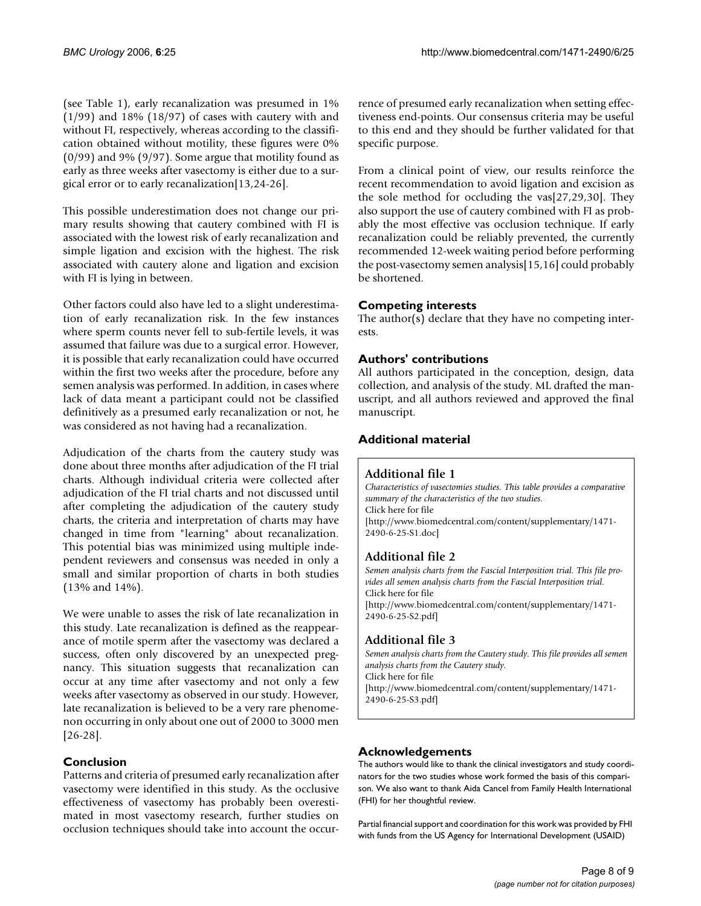(see Table 1), early recanalization was presumed in 1% (1/99) and 18% (18/97) of cases with cautery with and without FI, respectively, whereas according to the classification obtained without motility, these figures were 0% (0/99) and 9% (9/97). Some argue that motility found as early as three weeks after vasectomy is either due to a surgical error or to early recanalization[13,24-26].

This possible underestimation does not change our primary results showing that cautery combined with FI is associated with the lowest risk of early recanalization and simple ligation and excision with the highest. The risk associated with cautery alone and ligation and excision with FI is lying in between.

Other factors could also have led to a slight underestimation of early recanalization risk. In the few instances where sperm counts never fell to sub-fertile levels, it was assumed that failure was due to a surgical error. However, it is possible that early recanalization could have occurred within the first two weeks after the procedure, before any semen analysis was performed. In addition, in cases where lack of data meant a participant could not be classified definitively as a presumed early recanalization or not, he was considered as not having had a recanalization.

Adjudication of the charts from the cautery study was done about three months after adjudication of the FI trial charts. Although individual criteria were collected after adjudication of the FI trial charts and not discussed until after completing the adjudication of the cautery study charts, the criteria and interpretation of charts may have changed in time from "learning" about recanalization. This potential bias was minimized using multiple independent reviewers and consensus was needed in only a small and similar proportion of charts in both studies (13% and 14%).

We were unable to asses the risk of late recanalization in this study. Late recanalization is defined as the reappearance of motile sperm after the vasectomy was declared a success, often only discovered by an unexpected pregnancy. This situation suggests that recanalization can occur at any time after vasectomy and not only a few weeks after vasectomy as observed in our study. However, late recanalization is believed to be a very rare phenomenon occurring in only about one out of 2000 to 3000 men [26-28].

## Conclusion

Patterns and criteria of presumed early recanalization after vasectomy were identified in this study. As the occlusive effectiveness of vasectomy has probably been overestimated in most vasectomy research, further studies on occlusion techniques should take into account the occurrence of presumed early recanalization when setting effectiveness end-points. Our consensus criteria may be useful to this end and they should be further validated for that specific purpose.

From a clinical point of view, our results reinforce the recent recommendation to avoid ligation and excision as the sole method for occluding the vas[27,29,30]. They also support the use of cautery combined with FI as probably the most effective vas occlusion technique. If early recanalization could be reliably prevented, the currently recommended 12-week waiting period before performing the post-vasectomy semen analysis[15,16] could probably be shortened.

## Competing interests

The author(s) declare that they have no competing interests.

## Authors' contributions

All authors participated in the conception, design, data collection, and analysis of the study. ML drafted the manuscript, and all authors reviewed and approved the final manuscript.

## Additional material

### Additional file 1

*Characteristics of vasectomies studies. This table provides a comparative summary of the characteristics of the two studies.*
Click here for file
[http://www.biomedcentral.com/content/supplementary/1471-2490-6-25-S1.doc]

### Additional file 2

*Semen analysis charts from the Fascial Interposition trial. This file provides all semen analysis charts from the Fascial Interposition trial.*
Click here for file
[http://www.biomedcentral.com/content/supplementary/1471-2490-6-25-S2.pdf]

### Additional file 3

*Semen analysis charts from the Cautery study. This file provides all semen analysis charts from the Cautery study.*
Click here for file
[http://www.biomedcentral.com/content/supplementary/1471-2490-6-25-S3.pdf]

## Acknowledgements

The authors would like to thank the clinical investigators and study coordinators for the two studies whose work formed the basis of this comparison. We also want to thank Aida Cancel from Family Health International (FHI) for her thoughtful review.

Partial financial support and coordination for this work was provided by FHI with funds from the US Agency for International Development (USAID)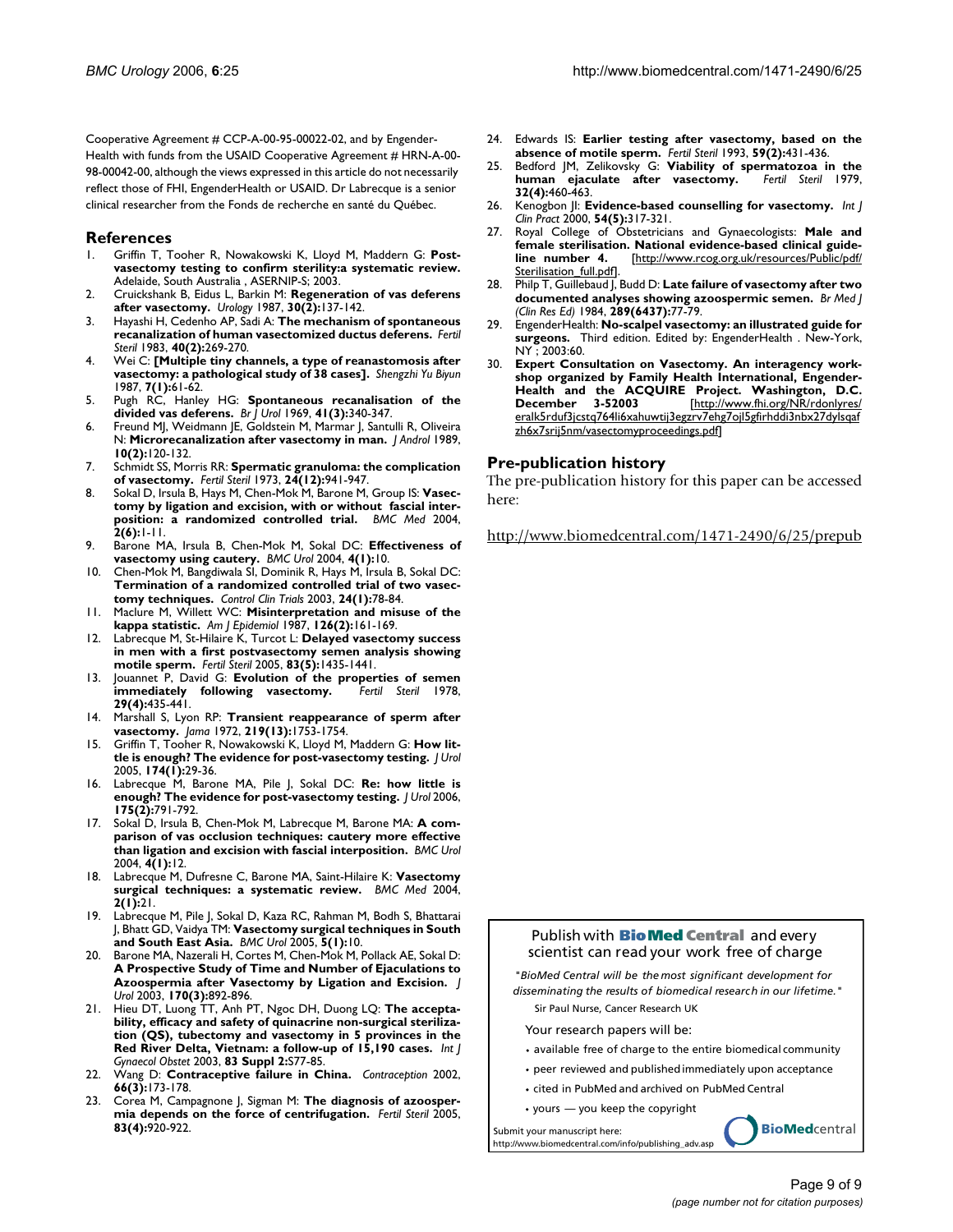Cooperative Agreement # CCP-A-00-95-00022-02, and by EngenderHealth with funds from the USAID Cooperative Agreement # HRN-A-00-98-00042-00, although the views expressed in this article do not necessarily reflect those of FHI, EngenderHealth or USAID. Dr Labrecque is a senior clinical researcher from the Fonds de recherche en santé du Québec.

## References

1. Griffin T, Tooher R, Nowakowski K, Lloyd M, Maddern G: **Post-vasectomy testing to confirm sterility:a systematic review.** Adelaide, South Australia , ASERNIP-S; 2003.
2. Cruickshank B, Eidus L, Barkin M: **Regeneration of vas deferens after vasectomy.** *Urology* 1987, **30(2):**137-142.
3. Hayashi H, Cedenho AP, Sadi A: **The mechanism of spontaneous recanalization of human vasectomized ductus deferens.** *Fertil Steril* 1983, **40(2):**269-270.
4. Wei C: **[Multiple tiny channels, a type of reanastomosis after vasectomy: a pathological study of 38 cases].** *Shengzhi Yu Biyun* 1987, **7(1):**61-62.
5. Pugh RC, Hanley HG: **Spontaneous recanalisation of the divided vas deferens.** *Br J Urol* 1969, **41(3):**340-347.
6. Freund MJ, Weidmann JE, Goldstein M, Marmar J, Santulli R, Oliveira N: **Microrecanalization after vasectomy in man.** *J Androl* 1989, **10(2):**120-132.
7. Schmidt SS, Morris RR: **Spermatic granuloma: the complication of vasectomy.** *Fertil Steril* 1973, **24(12):**941-947.
8. Sokal D, Irsula B, Hays M, Chen-Mok M, Barone M, Group IS: **Vasectomy by ligation and excision, with or without fascial interposition: a randomized controlled trial.** *BMC Med* 2004, **2(6):**1-11.
9. Barone MA, Irsula B, Chen-Mok M, Sokal DC: **Effectiveness of vasectomy using cautery.** *BMC Urol* 2004, **4(1):**10.
10. Chen-Mok M, Bangdiwala SI, Dominik R, Hays M, Irsula B, Sokal DC: **Termination of a randomized controlled trial of two vasectomy techniques.** *Control Clin Trials* 2003, **24(1):**78-84.
11. Maclure M, Willett WC: **Misinterpretation and misuse of the kappa statistic.** *Am J Epidemiol* 1987, **126(2):**161-169.
12. Labrecque M, St-Hilaire K, Turcot L: **Delayed vasectomy success in men with a first postvasectomy semen analysis showing motile sperm.** *Fertil Steril* 2005, **83(5):**1435-1441.
13. Jouannet P, David G: **Evolution of the properties of semen immediately following vasectomy.** *Fertil Steril* 1978, **29(4):**435-441.
14. Marshall S, Lyon RP: **Transient reappearance of sperm after vasectomy.** *Jama* 1972, **219(13):**1753-1754.
15. Griffin T, Tooher R, Nowakowski K, Lloyd M, Maddern G: **How little is enough? The evidence for post-vasectomy testing.** *J Urol* 2005, **174(1):**29-36.
16. Labrecque M, Barone MA, Pile J, Sokal DC: **Re: how little is enough? The evidence for post-vasectomy testing.** *J Urol* 2006, **175(2):**791-792.
17. Sokal D, Irsula B, Chen-Mok M, Labrecque M, Barone MA: **A comparison of vas occlusion techniques: cautery more effective than ligation and excision with fascial interposition.** *BMC Urol* 2004, **4(1):**12.
18. Labrecque M, Dufresne C, Barone MA, Saint-Hilaire K: **Vasectomy surgical techniques: a systematic review.** *BMC Med* 2004, **2(1):**21.
19. Labrecque M, Pile J, Sokal D, Kaza RC, Rahman M, Bodh S, Bhattarai J, Bhatt GD, Vaidya TM: **Vasectomy surgical techniques in South and South East Asia.** *BMC Urol* 2005, **5(1):**10.
20. Barone MA, Nazerali H, Cortes M, Chen-Mok M, Pollack AE, Sokal D: **A Prospective Study of Time and Number of Ejaculations to Azoospermia after Vasectomy by Ligation and Excision.** *J Urol* 2003, **170(3):**892-896.
21. Hieu DT, Luong TT, Anh PT, Ngoc DH, Duong LQ: **The acceptability, efficacy and safety of quinacrine non-surgical sterilization (QS), tubectomy and vasectomy in 5 provinces in the Red River Delta, Vietnam: a follow-up of 15,190 cases.** *Int J Gynaecol Obstet* 2003, **83 Suppl 2:**S77-85.
22. Wang D: **Contraceptive failure in China.** *Contraception* 2002, **66(3):**173-178.
23. Corea M, Campagnone J, Sigman M: **The diagnosis of azoospermia depends on the force of centrifugation.** *Fertil Steril* 2005, **83(4):**920-922.
24. Edwards IS: **Earlier testing after vasectomy, based on the absence of motile sperm.** *Fertil Steril* 1993, **59(2):**431-436.
25. Bedford JM, Zelikovsky G: **Viability of spermatozoa in the human ejaculate after vasectomy.** *Fertil Steril* 1979, **32(4):**460-463.
26. Kenogbon JI: **Evidence-based counselling for vasectomy.** *Int J Clin Pract* 2000, **54(5):**317-321.
27. Royal College of Obstetricians and Gynaecologists: **Male and female sterilisation. National evidence-based clinical guideline number 4.** [http://www.rcog.org.uk/resources/Public/pdf/Sterilisation_full.pdf].
28. Philp T, Guillebaud J, Budd D: **Late failure of vasectomy after two documented analyses showing azoospermic semen.** *Br Med J (Clin Res Ed)* 1984, **289(6437):**77-79.
29. EngenderHealth: **No-scalpel vasectomy: an illustrated guide for surgeons.** Third edition. Edited by: EngenderHealth . New-York, NY ; 2003:60.
30. **Expert Consultation on Vasectomy. An interagency workshop organized by Family Health International, EngenderHealth and the ACQUIRE Project. Washington, D.C. December 3-52003** [http://www.fhi.org/NR/rdonlyres/eralk5rduf3jcstq764li6xahuwtij3egzrv7ehg7ojl5gfirhddi3nbx27dylsqafzh6x7srij5nm/vasectomyproceedings.pdf]

## Pre-publication history

The pre-publication history for this paper can be accessed here:

http://www.biomedcentral.com/1471-2490/6/25/prepub

Publish with **BioMed Central** and every scientist can read your work free of charge

*"BioMed Central will be the most significant development for disseminating the results of biomedical research in our lifetime."*

Sir Paul Nurse, Cancer Research UK

Your research papers will be:

- available free of charge to the entire biomedical community
- peer reviewed and published immediately upon acceptance
- cited in PubMed and archived on PubMed Central
- yours — you keep the copyright

Submit your manuscript here:
http://www.biomedcentral.com/info/publishing_adv.asp

BioMedcentral